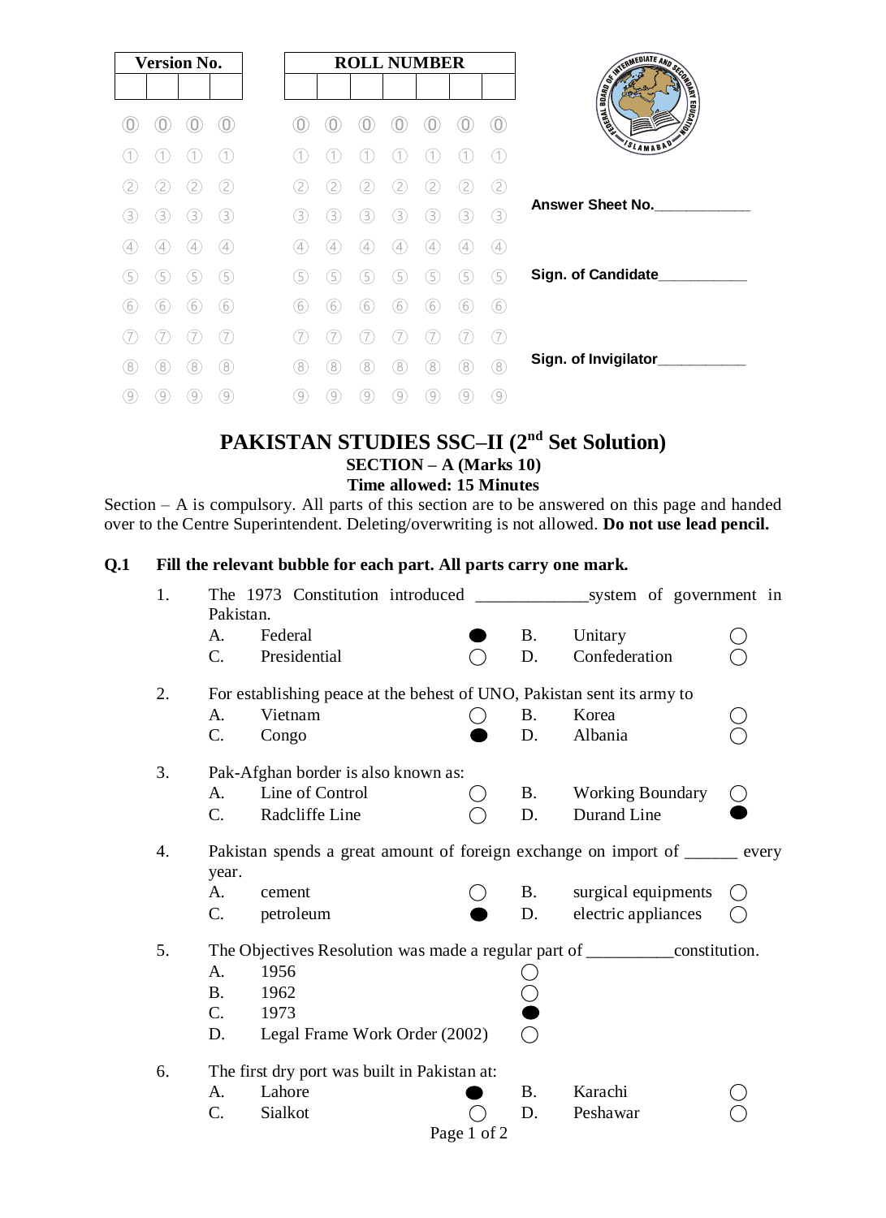| Version No. | | | |
|---|---|---|---|
| | | | |

| ROLL NUMBER | | | | | | |
|---|---|---|---|---|---|---|
| | | | | | | |

Answer Sheet No.____________

Sign. of Candidate___________

Sign. of Invigilator___________

# PAKISTAN STUDIES SSC–II (2nd Set Solution)

## SECTION – A (Marks 10)

**Time allowed: 15 Minutes**

Section – A is compulsory. All parts of this section are to be answered on this page and handed over to the Centre Superintendent. Deleting/overwriting is not allowed. **Do not use lead pencil.**

**Q.1 Fill the relevant bubble for each part. All parts carry one mark.**

1. The 1973 Constitution introduced _____________system of government in Pakistan.
   - A. Federal ●
   - B. Unitary ○
   - C. Presidential ○
   - D. Confederation ○

2. For establishing peace at the behest of UNO, Pakistan sent its army to
   - A. Vietnam ○
   - B. Korea ○
   - C. Congo ●
   - D. Albania ○

3. Pak-Afghan border is also known as:
   - A. Line of Control ○
   - B. Working Boundary ○
   - C. Radcliffe Line ○
   - D. Durand Line ●

4. Pakistan spends a great amount of foreign exchange on import of ______ every year.
   - A. cement ○
   - B. surgical equipments ○
   - C. petroleum ●
   - D. electric appliances ○

5. The Objectives Resolution was made a regular part of __________constitution.
   - A. 1956 ○
   - B. 1962 ○
   - C. 1973 ●
   - D. Legal Frame Work Order (2002) ○

6. The first dry port was built in Pakistan at:
   - A. Lahore ●
   - B. Karachi ○
   - C. Sialkot ○
   - D. Peshawar ○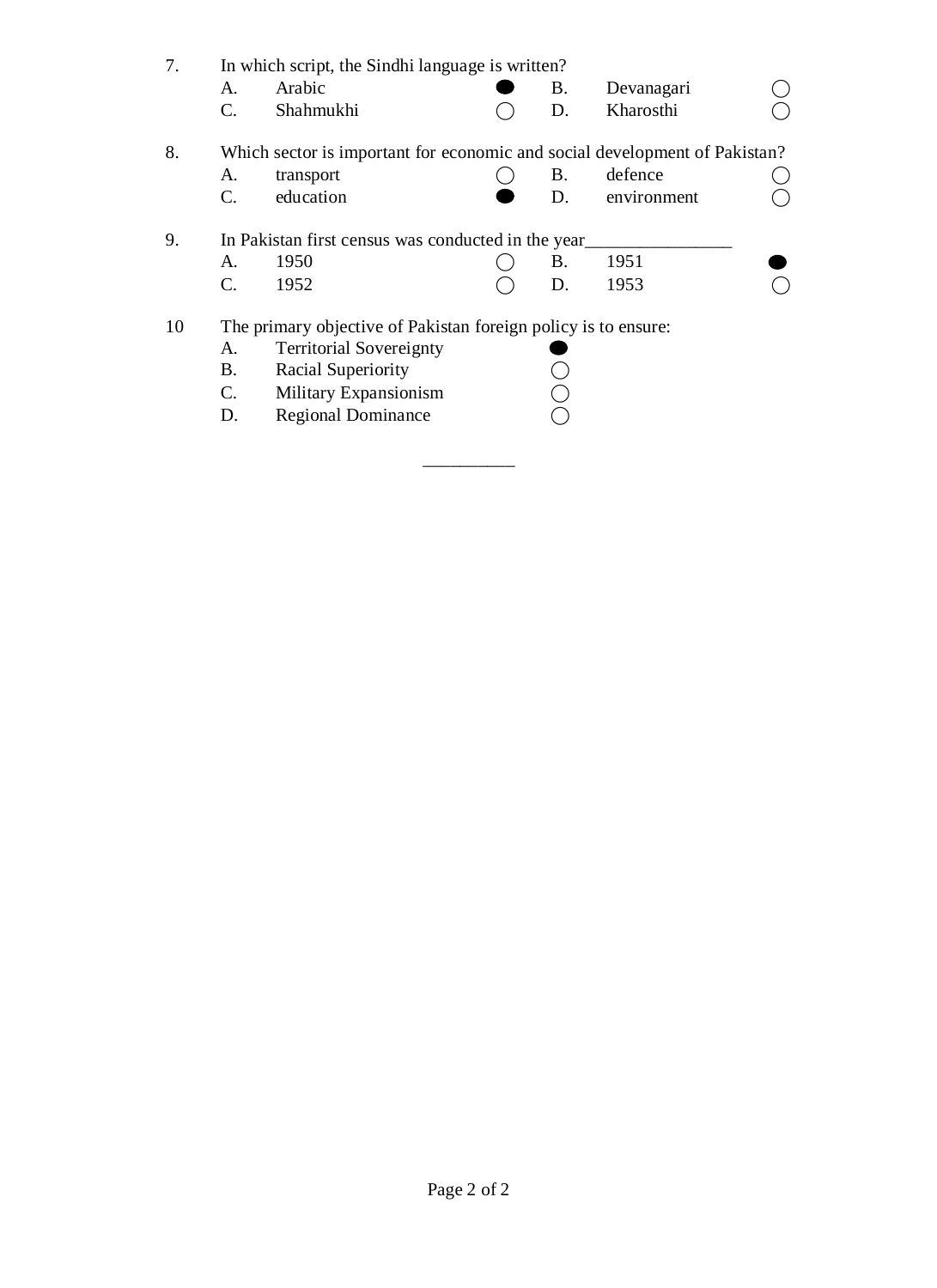7. In which script, the Sindhi language is written?

   A. Arabic ● B. Devanagari ○
   C. Shahmukhi ○ D. Kharosthi ○

8. Which sector is important for economic and social development of Pakistan?

   A. transport ○ B. defence ○
   C. education ● D. environment ○

9. In Pakistan first census was conducted in the year________________

   A. 1950 ○ B. 1951 ●
   C. 1952 ○ D. 1953 ○

10 The primary objective of Pakistan foreign policy is to ensure:

   A. Territorial Sovereignty ●
   B. Racial Superiority ○
   C. Military Expansionism ○
   D. Regional Dominance ○

__________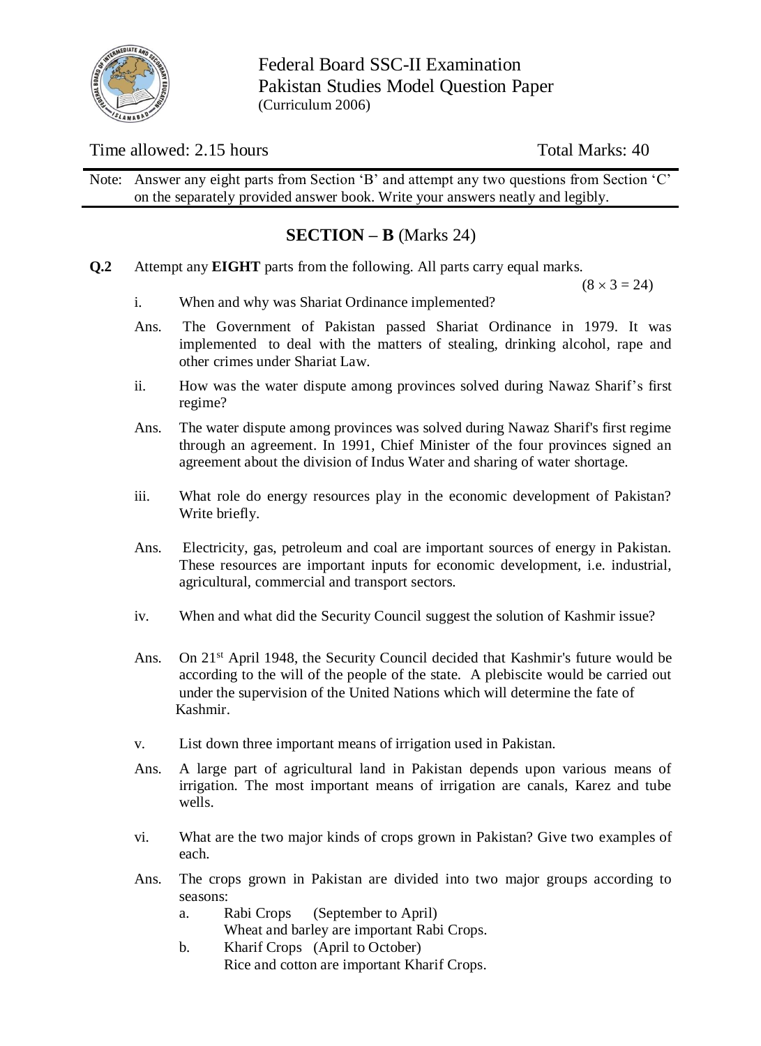Federal Board SSC-II Examination
Pakistan Studies Model Question Paper
(Curriculum 2006)

Time allowed: 2.15 hours    Total Marks: 40

Note: Answer any eight parts from Section 'B' and attempt any two questions from Section 'C' on the separately provided answer book. Write your answers neatly and legibly.

## SECTION – B (Marks 24)

**Q.2** Attempt any **EIGHT** parts from the following. All parts carry equal marks.

(8 × 3 = 24)

i. When and why was Shariat Ordinance implemented?

Ans. The Government of Pakistan passed Shariat Ordinance in 1979. It was implemented to deal with the matters of stealing, drinking alcohol, rape and other crimes under Shariat Law.

ii. How was the water dispute among provinces solved during Nawaz Sharif's first regime?

Ans. The water dispute among provinces was solved during Nawaz Sharif's first regime through an agreement. In 1991, Chief Minister of the four provinces signed an agreement about the division of Indus Water and sharing of water shortage.

iii. What role do energy resources play in the economic development of Pakistan? Write briefly.

Ans. Electricity, gas, petroleum and coal are important sources of energy in Pakistan. These resources are important inputs for economic development, i.e. industrial, agricultural, commercial and transport sectors.

iv. When and what did the Security Council suggest the solution of Kashmir issue?

Ans. On 21st April 1948, the Security Council decided that Kashmir's future would be according to the will of the people of the state. A plebiscite would be carried out under the supervision of the United Nations which will determine the fate of Kashmir.

v. List down three important means of irrigation used in Pakistan.

Ans. A large part of agricultural land in Pakistan depends upon various means of irrigation. The most important means of irrigation are canals, Karez and tube wells.

vi. What are the two major kinds of crops grown in Pakistan? Give two examples of each.

Ans. The crops grown in Pakistan are divided into two major groups according to seasons:

a. Rabi Crops (September to April)
   Wheat and barley are important Rabi Crops.

b. Kharif Crops (April to October)
   Rice and cotton are important Kharif Crops.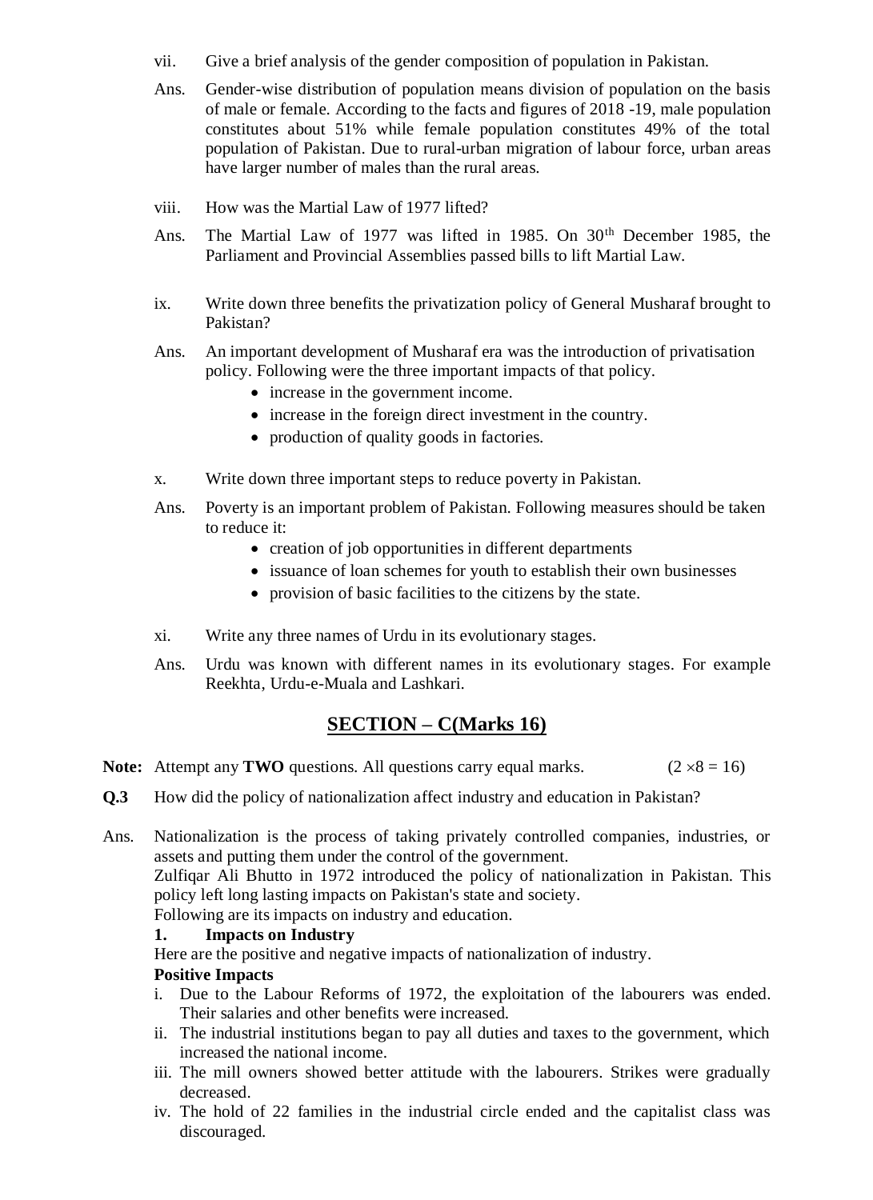vii. Give a brief analysis of the gender composition of population in Pakistan.

Ans. Gender-wise distribution of population means division of population on the basis of male or female. According to the facts and figures of 2018 -19, male population constitutes about 51% while female population constitutes 49% of the total population of Pakistan. Due to rural-urban migration of labour force, urban areas have larger number of males than the rural areas.

viii. How was the Martial Law of 1977 lifted?

Ans. The Martial Law of 1977 was lifted in 1985. On 30th December 1985, the Parliament and Provincial Assemblies passed bills to lift Martial Law.

ix. Write down three benefits the privatization policy of General Musharaf brought to Pakistan?

Ans. An important development of Musharaf era was the introduction of privatisation policy. Following were the three important impacts of that policy.

- increase in the government income.
- increase in the foreign direct investment in the country.
- production of quality goods in factories.

x. Write down three important steps to reduce poverty in Pakistan.

Ans. Poverty is an important problem of Pakistan. Following measures should be taken to reduce it:

- creation of job opportunities in different departments
- issuance of loan schemes for youth to establish their own businesses
- provision of basic facilities to the citizens by the state.

xi. Write any three names of Urdu in its evolutionary stages.

Ans. Urdu was known with different names in its evolutionary stages. For example Reekhta, Urdu-e-Muala and Lashkari.

## SECTION – C(Marks 16)

**Note:** Attempt any **TWO** questions. All questions carry equal marks. $(2 \times 8 = 16)$

**Q.3** How did the policy of nationalization affect industry and education in Pakistan?

Ans. Nationalization is the process of taking privately controlled companies, industries, or assets and putting them under the control of the government.
Zulfiqar Ali Bhutto in 1972 introduced the policy of nationalization in Pakistan. This policy left long lasting impacts on Pakistan's state and society.
Following are its impacts on industry and education.

**1. Impacts on Industry**

Here are the positive and negative impacts of nationalization of industry.

**Positive Impacts**

i. Due to the Labour Reforms of 1972, the exploitation of the labourers was ended. Their salaries and other benefits were increased.
ii. The industrial institutions began to pay all duties and taxes to the government, which increased the national income.
iii. The mill owners showed better attitude with the labourers. Strikes were gradually decreased.
iv. The hold of 22 families in the industrial circle ended and the capitalist class was discouraged.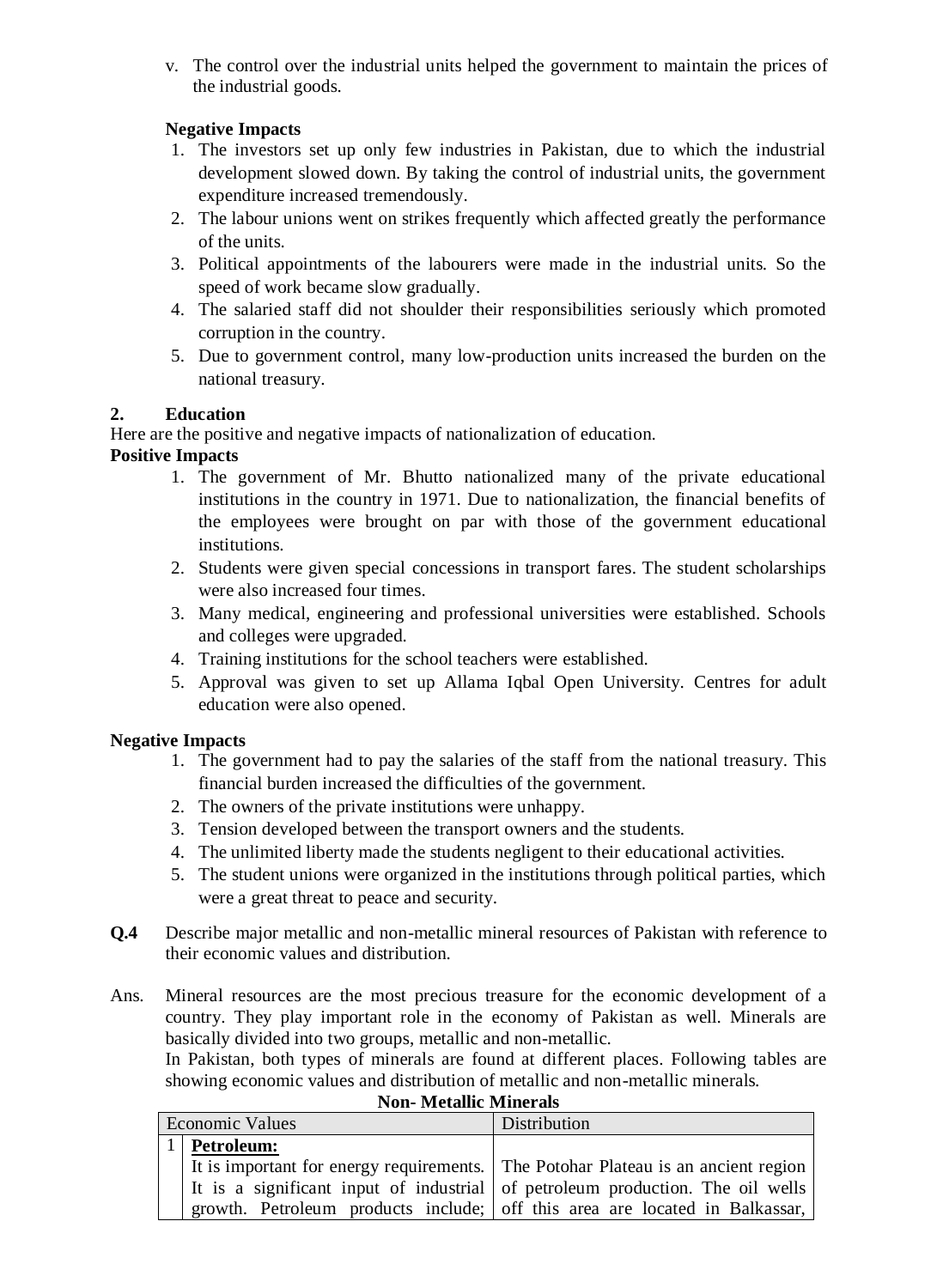v. The control over the industrial units helped the government to maintain the prices of the industrial goods.

**Negative Impacts**

1. The investors set up only few industries in Pakistan, due to which the industrial development slowed down. By taking the control of industrial units, the government expenditure increased tremendously.
2. The labour unions went on strikes frequently which affected greatly the performance of the units.
3. Political appointments of the labourers were made in the industrial units. So the speed of work became slow gradually.
4. The salaried staff did not shoulder their responsibilities seriously which promoted corruption in the country.
5. Due to government control, many low-production units increased the burden on the national treasury.

**2. Education**

Here are the positive and negative impacts of nationalization of education.

**Positive Impacts**

1. The government of Mr. Bhutto nationalized many of the private educational institutions in the country in 1971. Due to nationalization, the financial benefits of the employees were brought on par with those of the government educational institutions.
2. Students were given special concessions in transport fares. The student scholarships were also increased four times.
3. Many medical, engineering and professional universities were established. Schools and colleges were upgraded.
4. Training institutions for the school teachers were established.
5. Approval was given to set up Allama Iqbal Open University. Centres for adult education were also opened.

**Negative Impacts**

1. The government had to pay the salaries of the staff from the national treasury. This financial burden increased the difficulties of the government.
2. The owners of the private institutions were unhappy.
3. Tension developed between the transport owners and the students.
4. The unlimited liberty made the students negligent to their educational activities.
5. The student unions were organized in the institutions through political parties, which were a great threat to peace and security.

**Q.4** Describe major metallic and non-metallic mineral resources of Pakistan with reference to their economic values and distribution.

Ans. Mineral resources are the most precious treasure for the economic development of a country. They play important role in the economy of Pakistan as well. Minerals are basically divided into two groups, metallic and non-metallic.

In Pakistan, both types of minerals are found at different places. Following tables are showing economic values and distribution of metallic and non-metallic minerals.

**Non- Metallic Minerals**

| | Economic Values | Distribution |
|---|---|---|
| 1 | **Petroleum:** It is important for energy requirements. It is a significant input of industrial growth. Petroleum products include; | The Potohar Plateau is an ancient region of petroleum production. The oil wells off this area are located in Balkassar, |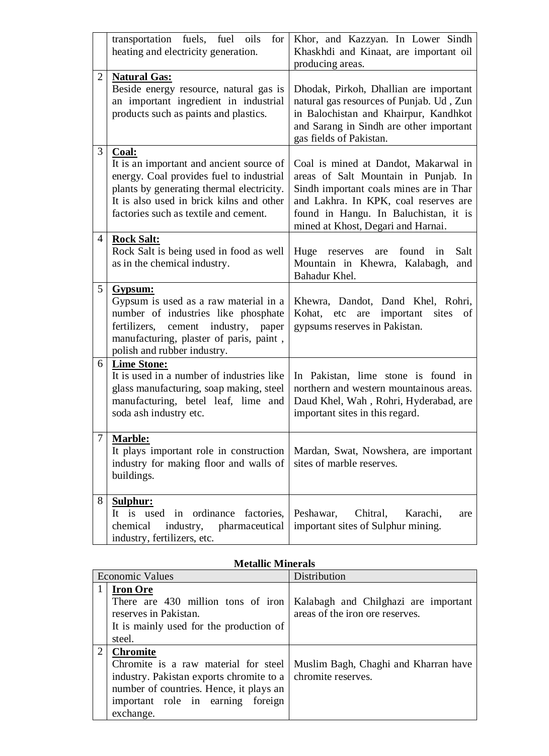| | | |
|---|---|---|
| | transportation fuels, fuel oils for heating and electricity generation. | Khor, and Kazzyan. In Lower Sindh Khaskhdi and Kinaat, are important oil producing areas. |
| 2 | **Natural Gas:** Beside energy resource, natural gas is an important ingredient in industrial products such as paints and plastics. | Dhodak, Pirkoh, Dhallian are important natural gas resources of Punjab. Ud , Zun in Balochistan and Khairpur, Kandhkot and Sarang in Sindh are other important gas fields of Pakistan. |
| 3 | **Coal:** It is an important and ancient source of energy. Coal provides fuel to industrial plants by generating thermal electricity. It is also used in brick kilns and other factories such as textile and cement. | Coal is mined at Dandot, Makarwal in areas of Salt Mountain in Punjab. In Sindh important coals mines are in Thar and Lakhra. In KPK, coal reserves are found in Hangu. In Baluchistan, it is mined at Khost, Degari and Harnai. |
| 4 | **Rock Salt:** Rock Salt is being used in food as well as in the chemical industry. | Huge reserves are found in Salt Mountain in Khewra, Kalabagh, and Bahadur Khel. |
| 5 | **Gypsum:** Gypsum is used as a raw material in a number of industries like phosphate fertilizers, cement industry, paper manufacturing, plaster of paris, paint , polish and rubber industry. | Khewra, Dandot, Dand Khel, Rohri, Kohat, etc are important sites of gypsums reserves in Pakistan. |
| 6 | **Lime Stone:** It is used in a number of industries like glass manufacturing, soap making, steel manufacturing, betel leaf, lime and soda ash industry etc. | In Pakistan, lime stone is found in northern and western mountainous areas. Daud Khel, Wah , Rohri, Hyderabad, are important sites in this regard. |
| 7 | **Marble:** It plays important role in construction industry for making floor and walls of buildings. | Mardan, Swat, Nowshera, are important sites of marble reserves. |
| 8 | **Sulphur:** It is used in ordinance factories, chemical industry, pharmaceutical industry, fertilizers, etc. | Peshawar, Chitral, Karachi, are important sites of Sulphur mining. |

**Metallic Minerals**

| | Economic Values | Distribution |
|---|---|---|
| 1 | **Iron Ore** There are 430 million tons of iron reserves in Pakistan. It is mainly used for the production of steel. | Kalabagh and Chilghazi are important areas of the iron ore reserves. |
| 2 | **Chromite** Chromite is a raw material for steel industry. Pakistan exports chromite to a number of countries. Hence, it plays an important role in earning foreign exchange. | Muslim Bagh, Chaghi and Kharran have chromite reserves. |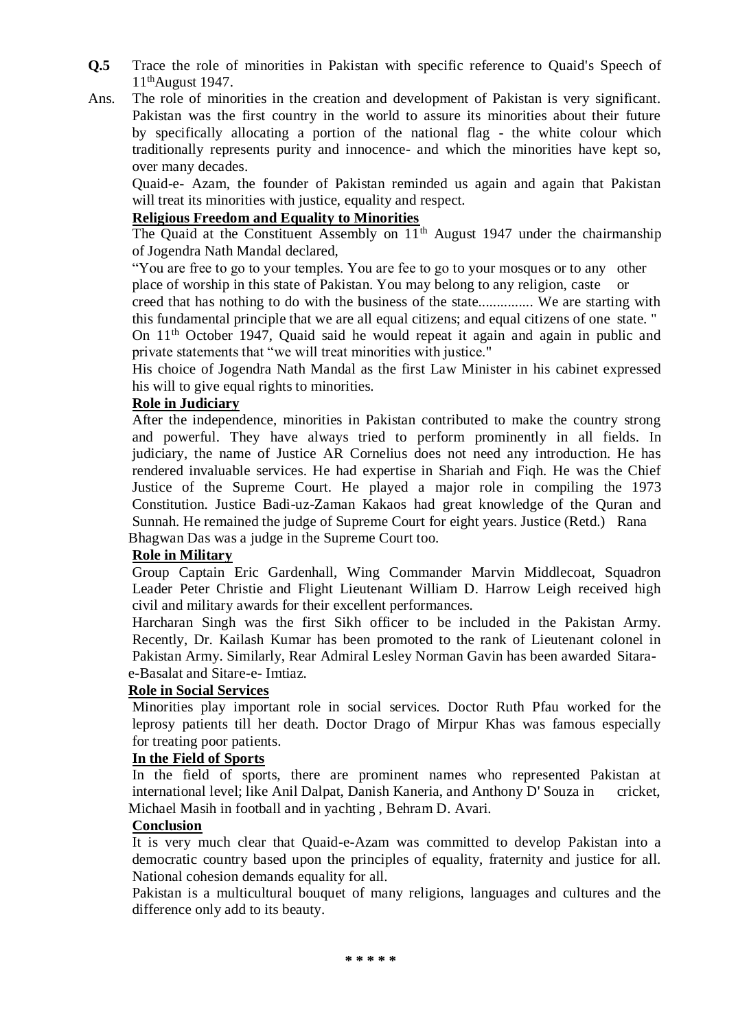**Q.5** Trace the role of minorities in Pakistan with specific reference to Quaid's Speech of 11th August 1947.

**Ans.** The role of minorities in the creation and development of Pakistan is very significant. Pakistan was the first country in the world to assure its minorities about their future by specifically allocating a portion of the national flag - the white colour which traditionally represents purity and innocence- and which the minorities have kept so, over many decades.

Quaid-e- Azam, the founder of Pakistan reminded us again and again that Pakistan will treat its minorities with justice, equality and respect.

**Religious Freedom and Equality to Minorities**

The Quaid at the Constituent Assembly on 11th August 1947 under the chairmanship of Jogendra Nath Mandal declared,

"You are free to go to your temples. You are fee to go to your mosques or to any other place of worship in this state of Pakistan. You may belong to any religion, caste or creed that has nothing to do with the business of the state............... We are starting with this fundamental principle that we are all equal citizens; and equal citizens of one state. "

On 11th October 1947, Quaid said he would repeat it again and again in public and private statements that "we will treat minorities with justice."

His choice of Jogendra Nath Mandal as the first Law Minister in his cabinet expressed his will to give equal rights to minorities.

**Role in Judiciary**

After the independence, minorities in Pakistan contributed to make the country strong and powerful. They have always tried to perform prominently in all fields. In judiciary, the name of Justice AR Cornelius does not need any introduction. He has rendered invaluable services. He had expertise in Shariah and Fiqh. He was the Chief Justice of the Supreme Court. He played a major role in compiling the 1973 Constitution. Justice Badi-uz-Zaman Kakaos had great knowledge of the Quran and Sunnah. He remained the judge of Supreme Court for eight years. Justice (Retd.) Rana Bhagwan Das was a judge in the Supreme Court too.

**Role in Military**

Group Captain Eric Gardenhall, Wing Commander Marvin Middlecoat, Squadron Leader Peter Christie and Flight Lieutenant William D. Harrow Leigh received high civil and military awards for their excellent performances.

Harcharan Singh was the first Sikh officer to be included in the Pakistan Army. Recently, Dr. Kailash Kumar has been promoted to the rank of Lieutenant colonel in Pakistan Army. Similarly, Rear Admiral Lesley Norman Gavin has been awarded Sitara-e-Basalat and Sitare-e- Imtiaz.

**Role in Social Services**

Minorities play important role in social services. Doctor Ruth Pfau worked for the leprosy patients till her death. Doctor Drago of Mirpur Khas was famous especially for treating poor patients.

**In the Field of Sports**

In the field of sports, there are prominent names who represented Pakistan at international level; like Anil Dalpat, Danish Kaneria, and Anthony D' Souza in cricket, Michael Masih in football and in yachting , Behram D. Avari.

**Conclusion**

It is very much clear that Quaid-e-Azam was committed to develop Pakistan into a democratic country based upon the principles of equality, fraternity and justice for all. National cohesion demands equality for all.

Pakistan is a multicultural bouquet of many religions, languages and cultures and the difference only add to its beauty.

* * * * *